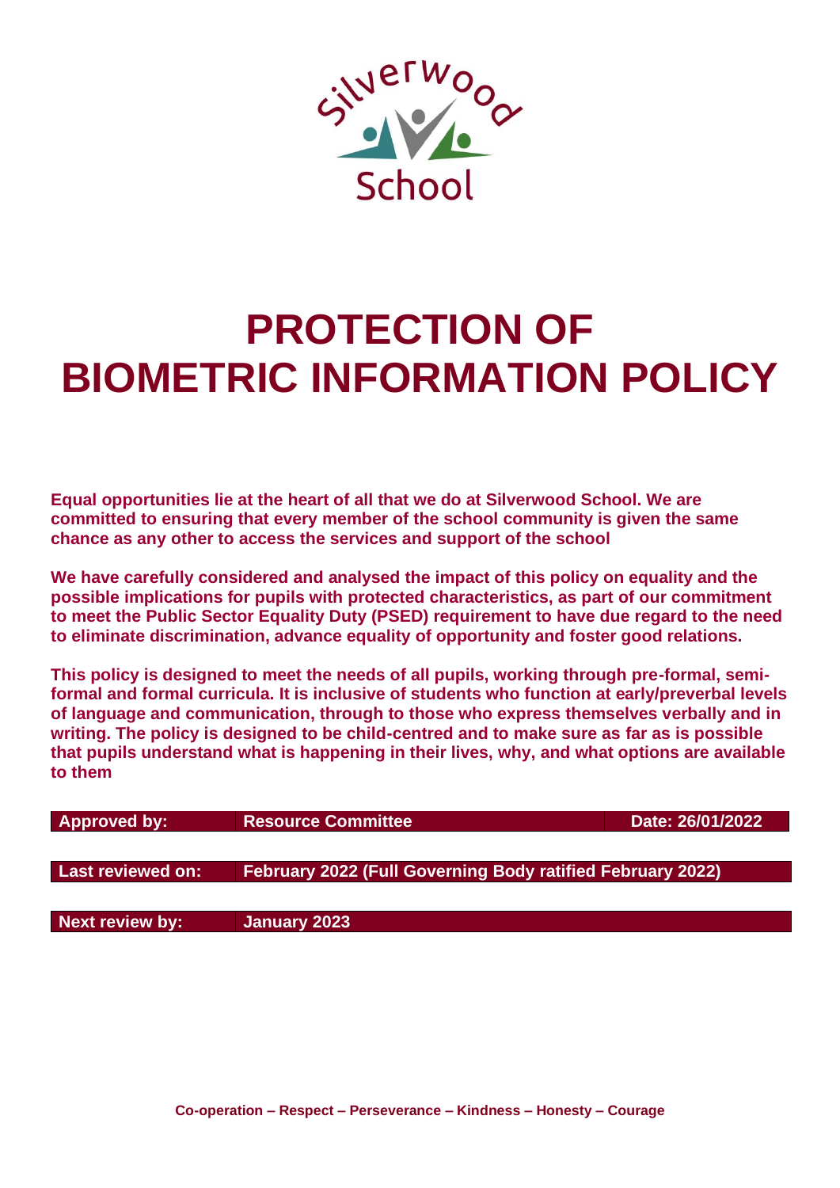Silverwood School

# PROTECTION OF BIOMETRIC INFORMATION POLICY

**Equal opportunities lie at the heart of all that we do at Silverwood School. We are committed to ensuring that every member of the school community is given the same chance as any other to access the services and support of the school**

**We have carefully considered and analysed the impact of this policy on equality and the possible implications for pupils with protected characteristics, as part of our commitment to meet the Public Sector Equality Duty (PSED) requirement to have due regard to the need to eliminate discrimination, advance equality of opportunity and foster good relations.**

**This policy is designed to meet the needs of all pupils, working through pre-formal, semi-formal and formal curricula. It is inclusive of students who function at early/preverbal levels of language and communication, through to those who express themselves verbally and in writing. The policy is designed to be child-centred and to make sure as far as is possible that pupils understand what is happening in their lives, why, and what options are available to them**

| **Approved by:** | **Resource Committee** | **Date: 26/01/2022** |
|---|---|---|
| **Last reviewed on:** | **February 2022 (Full Governing Body ratified February 2022)** | |
| **Next review by:** | **January 2023** | |

**Co-operation – Respect – Perseverance – Kindness – Honesty – Courage**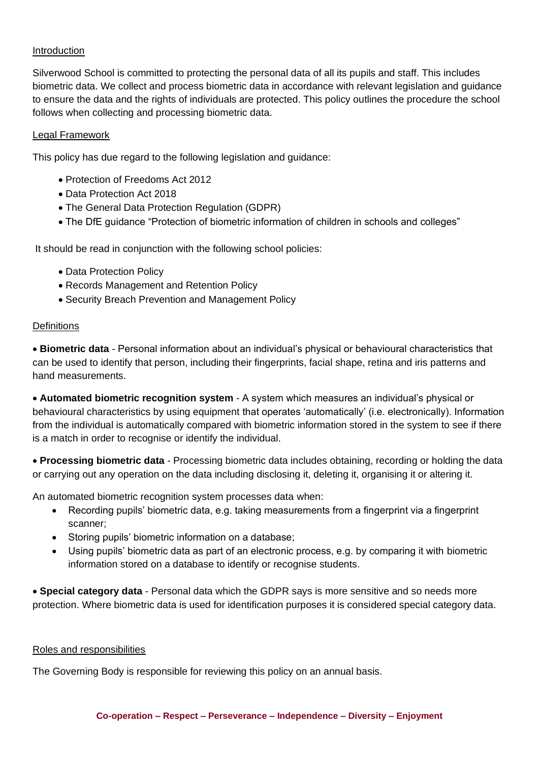## Introduction

Silverwood School is committed to protecting the personal data of all its pupils and staff. This includes biometric data. We collect and process biometric data in accordance with relevant legislation and guidance to ensure the data and the rights of individuals are protected. This policy outlines the procedure the school follows when collecting and processing biometric data.

## Legal Framework

This policy has due regard to the following legislation and guidance:

- Protection of Freedoms Act 2012
- Data Protection Act 2018
- The General Data Protection Regulation (GDPR)
- The DfE guidance "Protection of biometric information of children in schools and colleges"

It should be read in conjunction with the following school policies:

- Data Protection Policy
- Records Management and Retention Policy
- Security Breach Prevention and Management Policy

## Definitions

- **Biometric data** - Personal information about an individual's physical or behavioural characteristics that can be used to identify that person, including their fingerprints, facial shape, retina and iris patterns and hand measurements.

- **Automated biometric recognition system** - A system which measures an individual's physical or behavioural characteristics by using equipment that operates 'automatically' (i.e. electronically). Information from the individual is automatically compared with biometric information stored in the system to see if there is a match in order to recognise or identify the individual.

- **Processing biometric data** - Processing biometric data includes obtaining, recording or holding the data or carrying out any operation on the data including disclosing it, deleting it, organising it or altering it.

An automated biometric recognition system processes data when:

- Recording pupils' biometric data, e.g. taking measurements from a fingerprint via a fingerprint scanner;
- Storing pupils' biometric information on a database;
- Using pupils' biometric data as part of an electronic process, e.g. by comparing it with biometric information stored on a database to identify or recognise students.

- **Special category data** - Personal data which the GDPR says is more sensitive and so needs more protection. Where biometric data is used for identification purposes it is considered special category data.

## Roles and responsibilities

The Governing Body is responsible for reviewing this policy on an annual basis.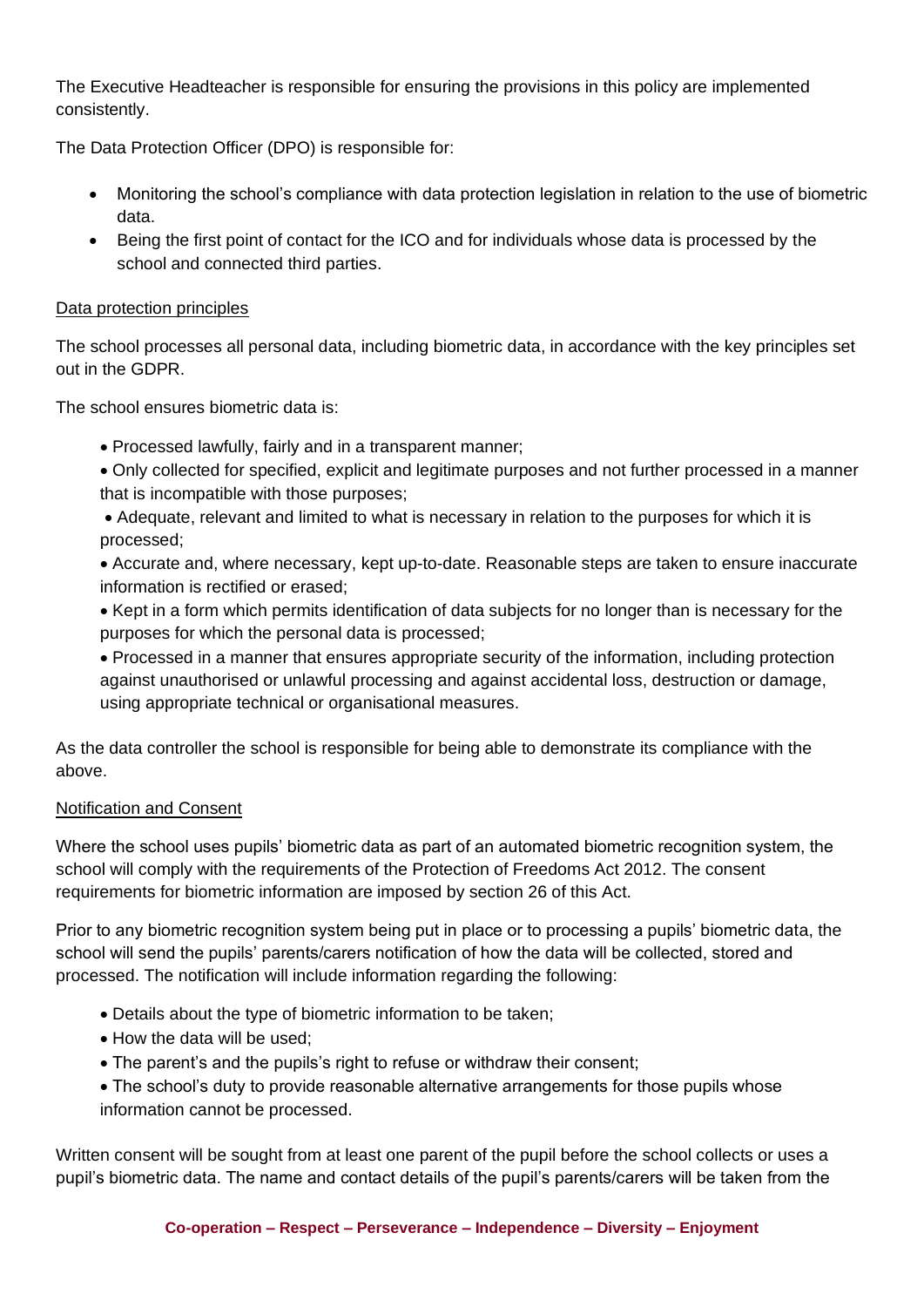The Executive Headteacher is responsible for ensuring the provisions in this policy are implemented consistently.

The Data Protection Officer (DPO) is responsible for:

- Monitoring the school's compliance with data protection legislation in relation to the use of biometric data.
- Being the first point of contact for the ICO and for individuals whose data is processed by the school and connected third parties.

Data protection principles

The school processes all personal data, including biometric data, in accordance with the key principles set out in the GDPR.

The school ensures biometric data is:

- Processed lawfully, fairly and in a transparent manner;
- Only collected for specified, explicit and legitimate purposes and not further processed in a manner that is incompatible with those purposes;
- Adequate, relevant and limited to what is necessary in relation to the purposes for which it is processed;
- Accurate and, where necessary, kept up-to-date. Reasonable steps are taken to ensure inaccurate information is rectified or erased;
- Kept in a form which permits identification of data subjects for no longer than is necessary for the purposes for which the personal data is processed;
- Processed in a manner that ensures appropriate security of the information, including protection against unauthorised or unlawful processing and against accidental loss, destruction or damage, using appropriate technical or organisational measures.

As the data controller the school is responsible for being able to demonstrate its compliance with the above.

Notification and Consent

Where the school uses pupils' biometric data as part of an automated biometric recognition system, the school will comply with the requirements of the Protection of Freedoms Act 2012. The consent requirements for biometric information are imposed by section 26 of this Act.

Prior to any biometric recognition system being put in place or to processing a pupils' biometric data, the school will send the pupils' parents/carers notification of how the data will be collected, stored and processed. The notification will include information regarding the following:

- Details about the type of biometric information to be taken;
- How the data will be used;
- The parent's and the pupils's right to refuse or withdraw their consent;
- The school's duty to provide reasonable alternative arrangements for those pupils whose information cannot be processed.

Written consent will be sought from at least one parent of the pupil before the school collects or uses a pupil's biometric data. The name and contact details of the pupil's parents/carers will be taken from the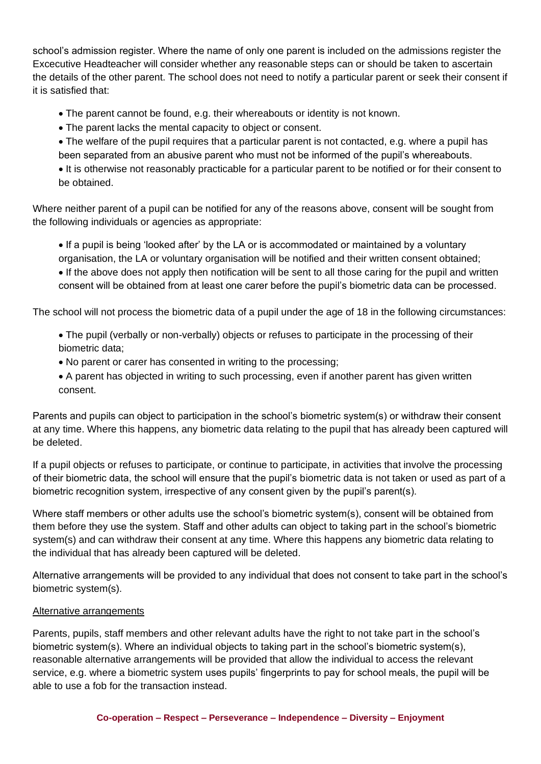school's admission register. Where the name of only one parent is included on the admissions register the Excecutive Headteacher will consider whether any reasonable steps can or should be taken to ascertain the details of the other parent. The school does not need to notify a particular parent or seek their consent if it is satisfied that:

- The parent cannot be found, e.g. their whereabouts or identity is not known.
- The parent lacks the mental capacity to object or consent.
- The welfare of the pupil requires that a particular parent is not contacted, e.g. where a pupil has been separated from an abusive parent who must not be informed of the pupil's whereabouts.
- It is otherwise not reasonably practicable for a particular parent to be notified or for their consent to be obtained.

Where neither parent of a pupil can be notified for any of the reasons above, consent will be sought from the following individuals or agencies as appropriate:

- If a pupil is being 'looked after' by the LA or is accommodated or maintained by a voluntary organisation, the LA or voluntary organisation will be notified and their written consent obtained;
- If the above does not apply then notification will be sent to all those caring for the pupil and written consent will be obtained from at least one carer before the pupil's biometric data can be processed.

The school will not process the biometric data of a pupil under the age of 18 in the following circumstances:

- The pupil (verbally or non-verbally) objects or refuses to participate in the processing of their biometric data;
- No parent or carer has consented in writing to the processing;
- A parent has objected in writing to such processing, even if another parent has given written consent.

Parents and pupils can object to participation in the school's biometric system(s) or withdraw their consent at any time. Where this happens, any biometric data relating to the pupil that has already been captured will be deleted.

If a pupil objects or refuses to participate, or continue to participate, in activities that involve the processing of their biometric data, the school will ensure that the pupil's biometric data is not taken or used as part of a biometric recognition system, irrespective of any consent given by the pupil's parent(s).

Where staff members or other adults use the school's biometric system(s), consent will be obtained from them before they use the system. Staff and other adults can object to taking part in the school's biometric system(s) and can withdraw their consent at any time. Where this happens any biometric data relating to the individual that has already been captured will be deleted.

Alternative arrangements will be provided to any individual that does not consent to take part in the school's biometric system(s).

<u>Alternative arrangements</u>

Parents, pupils, staff members and other relevant adults have the right to not take part in the school's biometric system(s). Where an individual objects to taking part in the school's biometric system(s), reasonable alternative arrangements will be provided that allow the individual to access the relevant service, e.g. where a biometric system uses pupils' fingerprints to pay for school meals, the pupil will be able to use a fob for the transaction instead.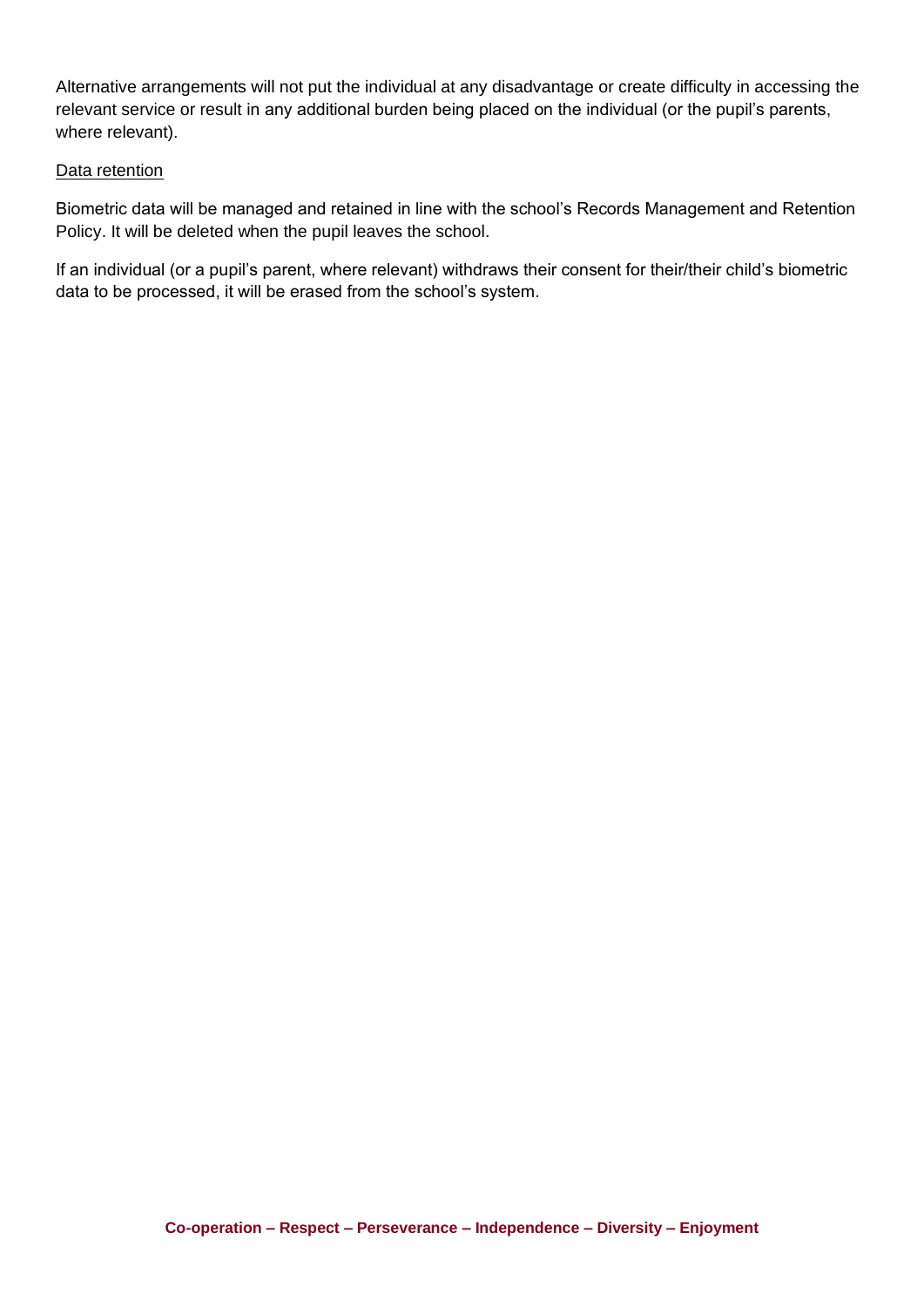Alternative arrangements will not put the individual at any disadvantage or create difficulty in accessing the relevant service or result in any additional burden being placed on the individual (or the pupil's parents, where relevant).

<u>Data retention</u>

Biometric data will be managed and retained in line with the school's Records Management and Retention Policy. It will be deleted when the pupil leaves the school.

If an individual (or a pupil's parent, where relevant) withdraws their consent for their/their child's biometric data to be processed, it will be erased from the school's system.